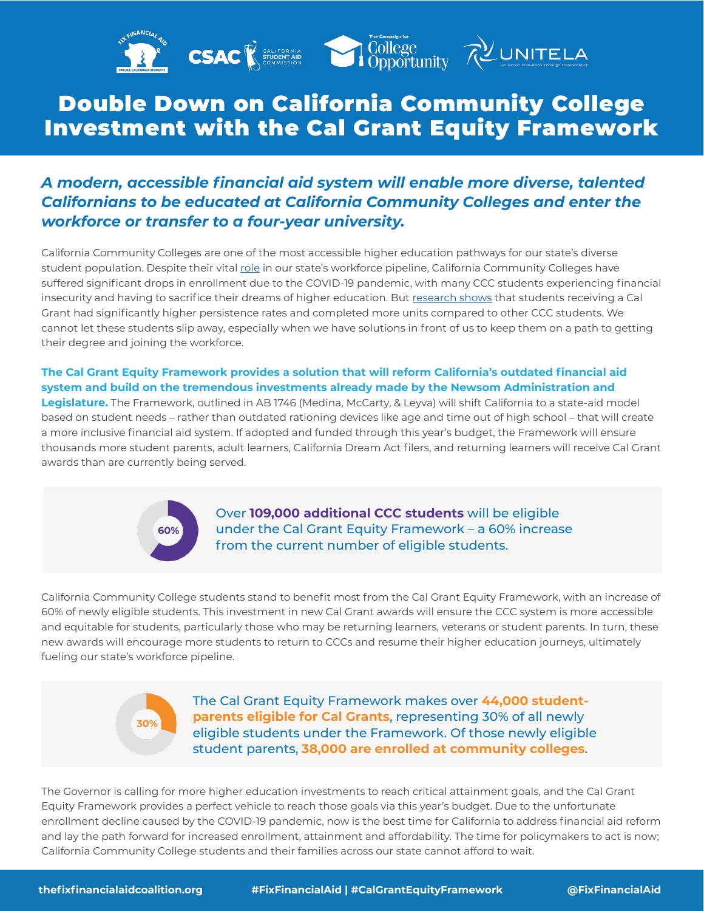# Double Down on California Community College Investment with the Cal Grant Equity Framework

***A modern, accessible financial aid system will enable more diverse, talented Californians to be educated at California Community Colleges and enter the workforce or transfer to a four-year university.***

California Community Colleges are one of the most accessible higher education pathways for our state's diverse student population. Despite their vital role in our state's workforce pipeline, California Community Colleges have suffered significant drops in enrollment due to the COVID-19 pandemic, with many CCC students experiencing financial insecurity and having to sacrifice their dreams of higher education. But research shows that students receiving a Cal Grant had significantly higher persistence rates and completed more units compared to other CCC students. We cannot let these students slip away, especially when we have solutions in front of us to keep them on a path to getting their degree and joining the workforce.

**The Cal Grant Equity Framework provides a solution that will reform California's outdated financial aid system and build on the tremendous investments already made by the Newsom Administration and Legislature.** The Framework, outlined in AB 1746 (Medina, McCarty, & Leyva) will shift California to a state-aid model based on student needs – rather than outdated rationing devices like age and time out of high school – that will create a more inclusive financial aid system. If adopted and funded through this year's budget, the Framework will ensure thousands more student parents, adult learners, California Dream Act filers, and returning learners will receive Cal Grant awards than are currently being served.

60%

Over **109,000 additional CCC students** will be eligible under the Cal Grant Equity Framework – a 60% increase from the current number of eligible students.

California Community College students stand to benefit most from the Cal Grant Equity Framework, with an increase of 60% of newly eligible students. This investment in new Cal Grant awards will ensure the CCC system is more accessible and equitable for students, particularly those who may be returning learners, veterans or student parents. In turn, these new awards will encourage more students to return to CCCs and resume their higher education journeys, ultimately fueling our state's workforce pipeline.

30%

The Cal Grant Equity Framework makes over **44,000 student-parents eligible for Cal Grants**, representing 30% of all newly eligible students under the Framework. Of those newly eligible student parents, **38,000 are enrolled at community colleges**.

The Governor is calling for more higher education investments to reach critical attainment goals, and the Cal Grant Equity Framework provides a perfect vehicle to reach those goals via this year's budget. Due to the unfortunate enrollment decline caused by the COVID-19 pandemic, now is the best time for California to address financial aid reform and lay the path forward for increased enrollment, attainment and affordability. The time for policymakers to act is now; California Community College students and their families across our state cannot afford to wait.

thefixfinancialaidcoalition.org | #FixFinancialAid | #CalGrantEquityFramework | @FixFinancialAid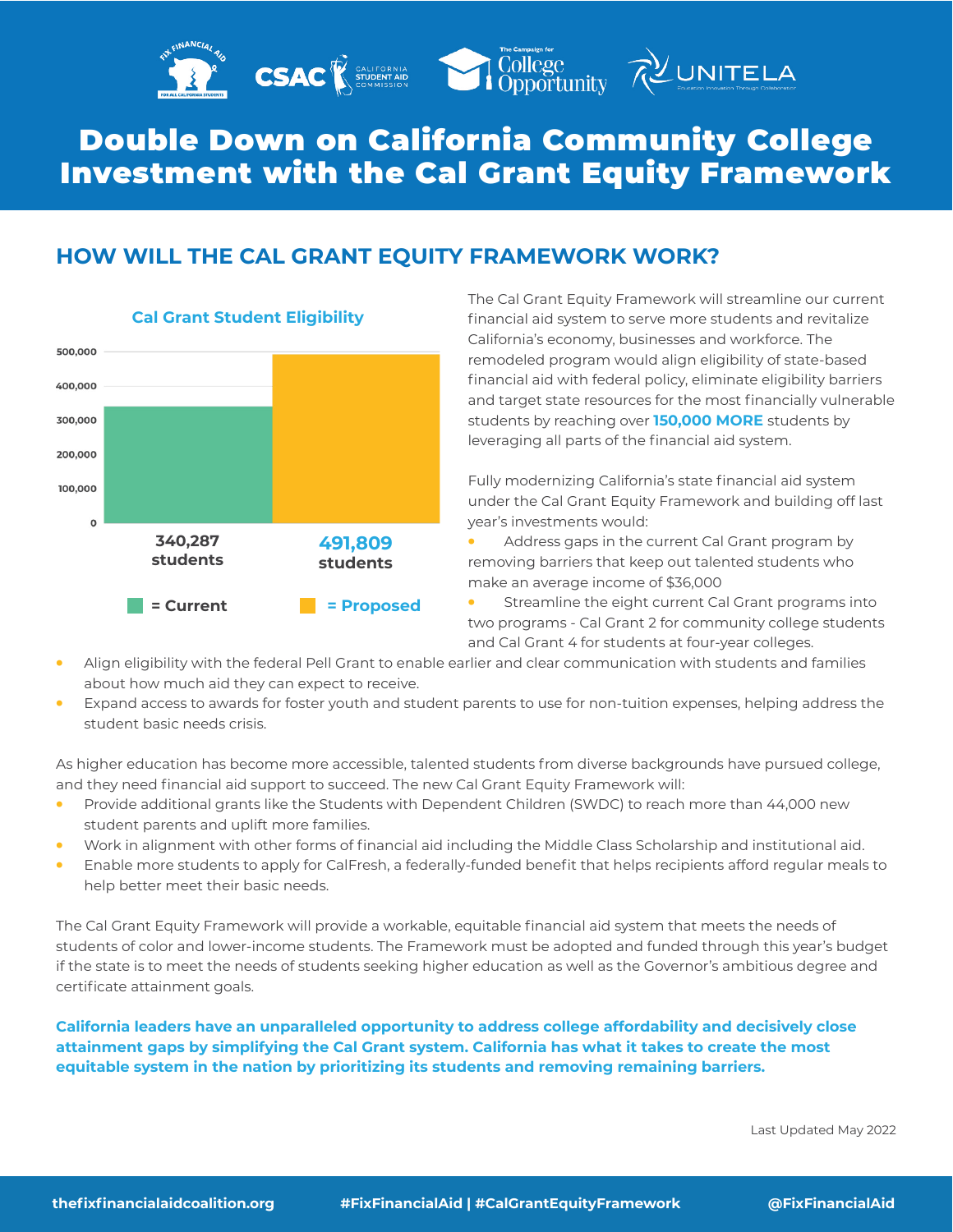# Double Down on California Community College Investment with the Cal Grant Equity Framework

## HOW WILL THE CAL GRANT EQUITY FRAMEWORK WORK?

Cal Grant Student Eligibility

500,000
400,000
300,000
200,000
100,000
0

340,287 students
491,809 students

= Current
= Proposed

The Cal Grant Equity Framework will streamline our current financial aid system to serve more students and revitalize California's economy, businesses and workforce. The remodeled program would align eligibility of state-based financial aid with federal policy, eliminate eligibility barriers and target state resources for the most financially vulnerable students by reaching over **150,000 MORE** students by leveraging all parts of the financial aid system.

Fully modernizing California's state financial aid system under the Cal Grant Equity Framework and building off last year's investments would:

- Address gaps in the current Cal Grant program by removing barriers that keep out talented students who make an average income of $36,000
- Streamline the eight current Cal Grant programs into two programs - Cal Grant 2 for community college students and Cal Grant 4 for students at four-year colleges.
- Align eligibility with the federal Pell Grant to enable earlier and clear communication with students and families about how much aid they can expect to receive.
- Expand access to awards for foster youth and student parents to use for non-tuition expenses, helping address the student basic needs crisis.

As higher education has become more accessible, talented students from diverse backgrounds have pursued college, and they need financial aid support to succeed. The new Cal Grant Equity Framework will:

- Provide additional grants like the Students with Dependent Children (SWDC) to reach more than 44,000 new student parents and uplift more families.
- Work in alignment with other forms of financial aid including the Middle Class Scholarship and institutional aid.
- Enable more students to apply for CalFresh, a federally-funded benefit that helps recipients afford regular meals to help better meet their basic needs.

The Cal Grant Equity Framework will provide a workable, equitable financial aid system that meets the needs of students of color and lower-income students. The Framework must be adopted and funded through this year's budget if the state is to meet the needs of students seeking higher education as well as the Governor's ambitious degree and certificate attainment goals.

**California leaders have an unparalleled opportunity to address college affordability and decisively close attainment gaps by simplifying the Cal Grant system. California has what it takes to create the most equitable system in the nation by prioritizing its students and removing remaining barriers.**

Last Updated May 2022

thefixfinancialaidcoalition.org #FixFinancialAid | #CalGrantEquityFramework @FixFinancialAid